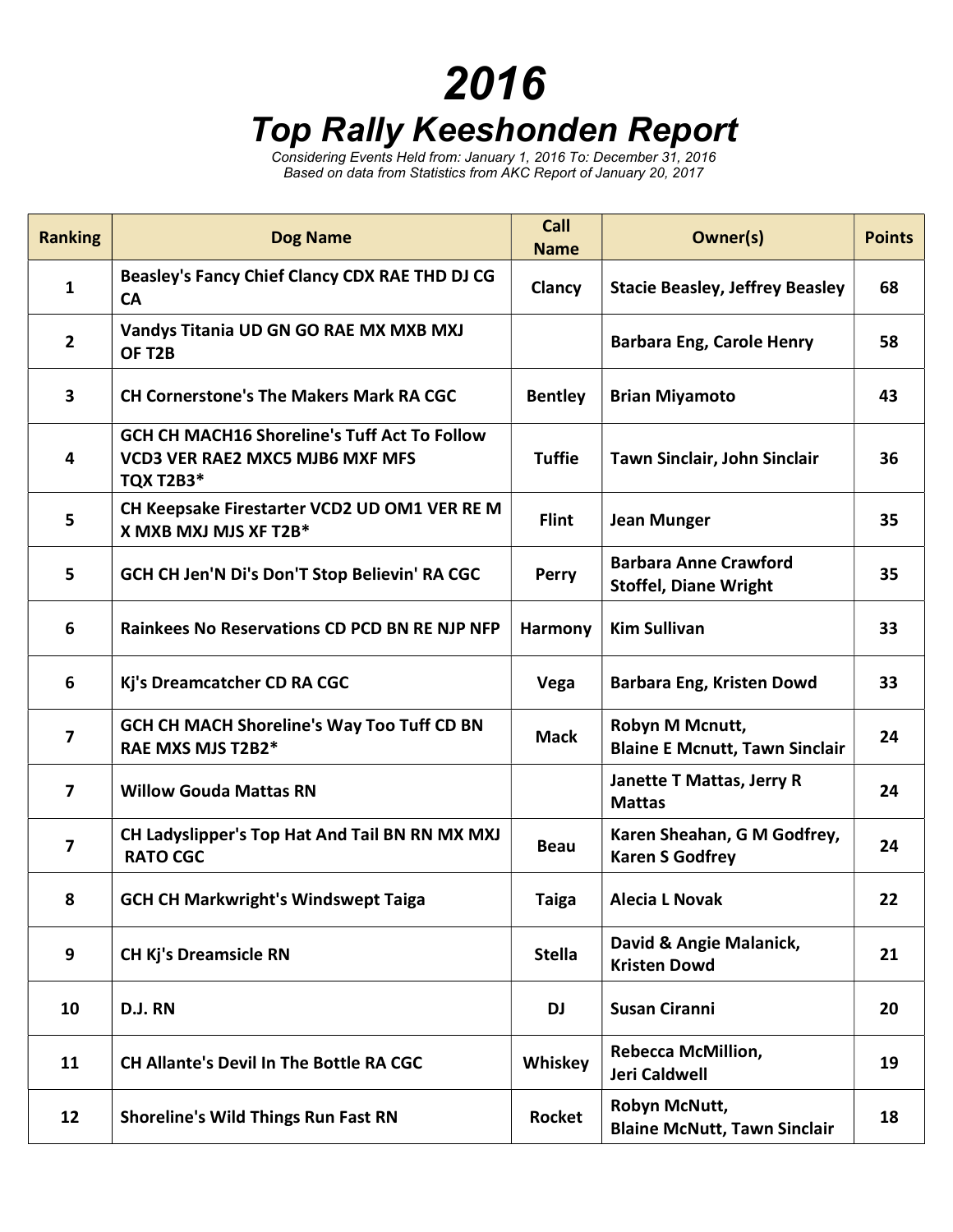# 2016

## Top Rally Keeshonden Report

*Considering Events Held from: January 1, 2016 To: December 31, 2016*
*Based on data from Statistics from AKC Report of January 20, 2017*

| Ranking | Dog Name | Call Name | Owner(s) | Points |
|---|---|---|---|---|
| 1 | Beasley's Fancy Chief Clancy CDX RAE THD DJ CG CA | Clancy | Stacie Beasley, Jeffrey Beasley | 68 |
| 2 | Vandys Titania UD GN GO RAE MX MXB MXJ OF T2B | | Barbara Eng, Carole Henry | 58 |
| 3 | CH Cornerstone's The Makers Mark RA CGC | Bentley | Brian Miyamoto | 43 |
| 4 | GCH CH MACH16 Shoreline's Tuff Act To Follow VCD3 VER RAE2 MXC5 MJB6 MXF MFS TQX T2B3* | Tuffie | Tawn Sinclair, John Sinclair | 36 |
| 5 | CH Keepsake Firestarter VCD2 UD OM1 VER RE M X MXB MXJ MJS XF T2B* | Flint | Jean Munger | 35 |
| 5 | GCH CH Jen'N Di's Don'T Stop Believin' RA CGC | Perry | Barbara Anne Crawford Stoffel, Diane Wright | 35 |
| 6 | Rainkees No Reservations CD PCD BN RE NJP NFP | Harmony | Kim Sullivan | 33 |
| 6 | Kj's Dreamcatcher CD RA CGC | Vega | Barbara Eng, Kristen Dowd | 33 |
| 7 | GCH CH MACH Shoreline's Way Too Tuff CD BN RAE MXS MJS T2B2* | Mack | Robyn M Mcnutt, Blaine E Mcnutt, Tawn Sinclair | 24 |
| 7 | Willow Gouda Mattas RN | | Janette T Mattas, Jerry R Mattas | 24 |
| 7 | CH Ladyslipper's Top Hat And Tail BN RN MX MXJ RATO CGC | Beau | Karen Sheahan, G M Godfrey, Karen S Godfrey | 24 |
| 8 | GCH CH Markwright's Windswept Taiga | Taiga | Alecia L Novak | 22 |
| 9 | CH Kj's Dreamsicle RN | Stella | David & Angie Malanick, Kristen Dowd | 21 |
| 10 | D.J. RN | DJ | Susan Ciranni | 20 |
| 11 | CH Allante's Devil In The Bottle RA CGC | Whiskey | Rebecca McMillion, Jeri Caldwell | 19 |
| 12 | Shoreline's Wild Things Run Fast RN | Rocket | Robyn McNutt, Blaine McNutt, Tawn Sinclair | 18 |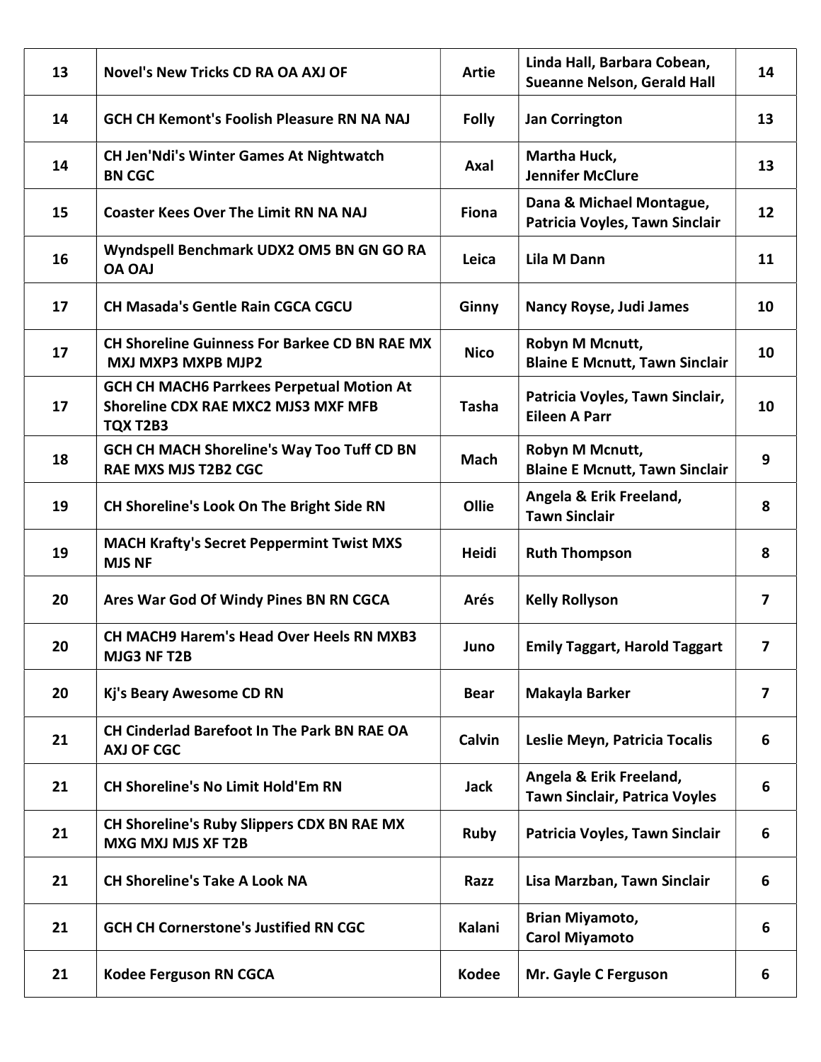| 13 | Novel's New Tricks CD RA OA AXJ OF | Artie | Linda Hall, Barbara Cobean, Sueanne Nelson, Gerald Hall | 14 |
|---|---|---|---|---|
| 14 | GCH CH Kemont's Foolish Pleasure RN NA NAJ | Folly | Jan Corrington | 13 |
| 14 | CH Jen'Ndi's Winter Games At Nightwatch BN CGC | Axal | Martha Huck, Jennifer McClure | 13 |
| 15 | Coaster Kees Over The Limit RN NA NAJ | Fiona | Dana & Michael Montague, Patricia Voyles, Tawn Sinclair | 12 |
| 16 | Wyndspell Benchmark UDX2 OM5 BN GN GO RA OA OAJ | Leica | Lila M Dann | 11 |
| 17 | CH Masada's Gentle Rain CGCA CGCU | Ginny | Nancy Royse, Judi James | 10 |
| 17 | CH Shoreline Guinness For Barkee CD BN RAE MX MXJ MXP3 MXPB MJP2 | Nico | Robyn M Mcnutt, Blaine E Mcnutt, Tawn Sinclair | 10 |
| 17 | GCH CH MACH6 Parrkees Perpetual Motion At Shoreline CDX RAE MXC2 MJS3 MXF MFB TQX T2B3 | Tasha | Patricia Voyles, Tawn Sinclair, Eileen A Parr | 10 |
| 18 | GCH CH MACH Shoreline's Way Too Tuff CD BN RAE MXS MJS T2B2 CGC | Mach | Robyn M Mcnutt, Blaine E Mcnutt, Tawn Sinclair | 9 |
| 19 | CH Shoreline's Look On The Bright Side RN | Ollie | Angela & Erik Freeland, Tawn Sinclair | 8 |
| 19 | MACH Krafty's Secret Peppermint Twist MXS MJS NF | Heidi | Ruth Thompson | 8 |
| 20 | Ares War God Of Windy Pines BN RN CGCA | Arés | Kelly Rollyson | 7 |
| 20 | CH MACH9 Harem's Head Over Heels RN MXB3 MJG3 NF T2B | Juno | Emily Taggart, Harold Taggart | 7 |
| 20 | Kj's Beary Awesome CD RN | Bear | Makayla Barker | 7 |
| 21 | CH Cinderlad Barefoot In The Park BN RAE OA AXJ OF CGC | Calvin | Leslie Meyn, Patricia Tocalis | 6 |
| 21 | CH Shoreline's No Limit Hold'Em RN | Jack | Angela & Erik Freeland, Tawn Sinclair, Patrica Voyles | 6 |
| 21 | CH Shoreline's Ruby Slippers CDX BN RAE MX MXG MXJ MJS XF T2B | Ruby | Patricia Voyles, Tawn Sinclair | 6 |
| 21 | CH Shoreline's Take A Look NA | Razz | Lisa Marzban, Tawn Sinclair | 6 |
| 21 | GCH CH Cornerstone's Justified RN CGC | Kalani | Brian Miyamoto, Carol Miyamoto | 6 |
| 21 | Kodee Ferguson RN CGCA | Kodee | Mr. Gayle C Ferguson | 6 |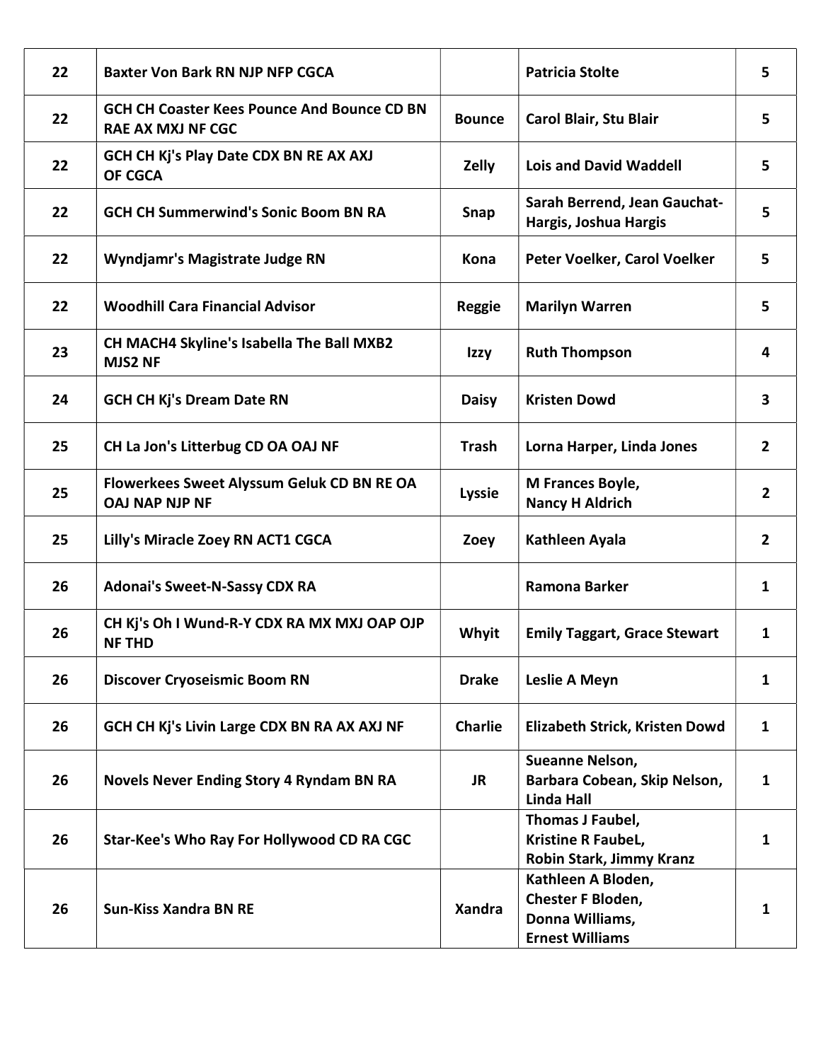| 22 | Baxter Von Bark RN NJP NFP CGCA | | Patricia Stolte | 5 |
|---|---|---|---|---|
| 22 | GCH CH Coaster Kees Pounce And Bounce CD BN RAE AX MXJ NF CGC | Bounce | Carol Blair, Stu Blair | 5 |
| 22 | GCH CH Kj's Play Date CDX BN RE AX AXJ OF CGCA | Zelly | Lois and David Waddell | 5 |
| 22 | GCH CH Summerwind's Sonic Boom BN RA | Snap | Sarah Berrend, Jean Gauchat-Hargis, Joshua Hargis | 5 |
| 22 | Wyndjamr's Magistrate Judge RN | Kona | Peter Voelker, Carol Voelker | 5 |
| 22 | Woodhill Cara Financial Advisor | Reggie | Marilyn Warren | 5 |
| 23 | CH MACH4 Skyline's Isabella The Ball MXB2 MJS2 NF | Izzy | Ruth Thompson | 4 |
| 24 | GCH CH Kj's Dream Date RN | Daisy | Kristen Dowd | 3 |
| 25 | CH La Jon's Litterbug CD OA OAJ NF | Trash | Lorna Harper, Linda Jones | 2 |
| 25 | Flowerkees Sweet Alyssum Geluk CD BN RE OA OAJ NAP NJP NF | Lyssie | M Frances Boyle, Nancy H Aldrich | 2 |
| 25 | Lilly's Miracle Zoey RN ACT1 CGCA | Zoey | Kathleen Ayala | 2 |
| 26 | Adonai's Sweet-N-Sassy CDX RA | | Ramona Barker | 1 |
| 26 | CH Kj's Oh I Wund-R-Y CDX RA MX MXJ OAP OJP NF THD | Whyit | Emily Taggart, Grace Stewart | 1 |
| 26 | Discover Cryoseismic Boom RN | Drake | Leslie A Meyn | 1 |
| 26 | GCH CH Kj's Livin Large CDX BN RA AX AXJ NF | Charlie | Elizabeth Strick, Kristen Dowd | 1 |
| 26 | Novels Never Ending Story 4 Ryndam BN RA | JR | Sueanne Nelson, Barbara Cobean, Skip Nelson, Linda Hall | 1 |
| 26 | Star-Kee's Who Ray For Hollywood CD RA CGC | | Thomas J Faubel, Kristine R FaubeL, Robin Stark, Jimmy Kranz | 1 |
| 26 | Sun-Kiss Xandra BN RE | Xandra | Kathleen A Bloden, Chester F Bloden, Donna Williams, Ernest Williams | 1 |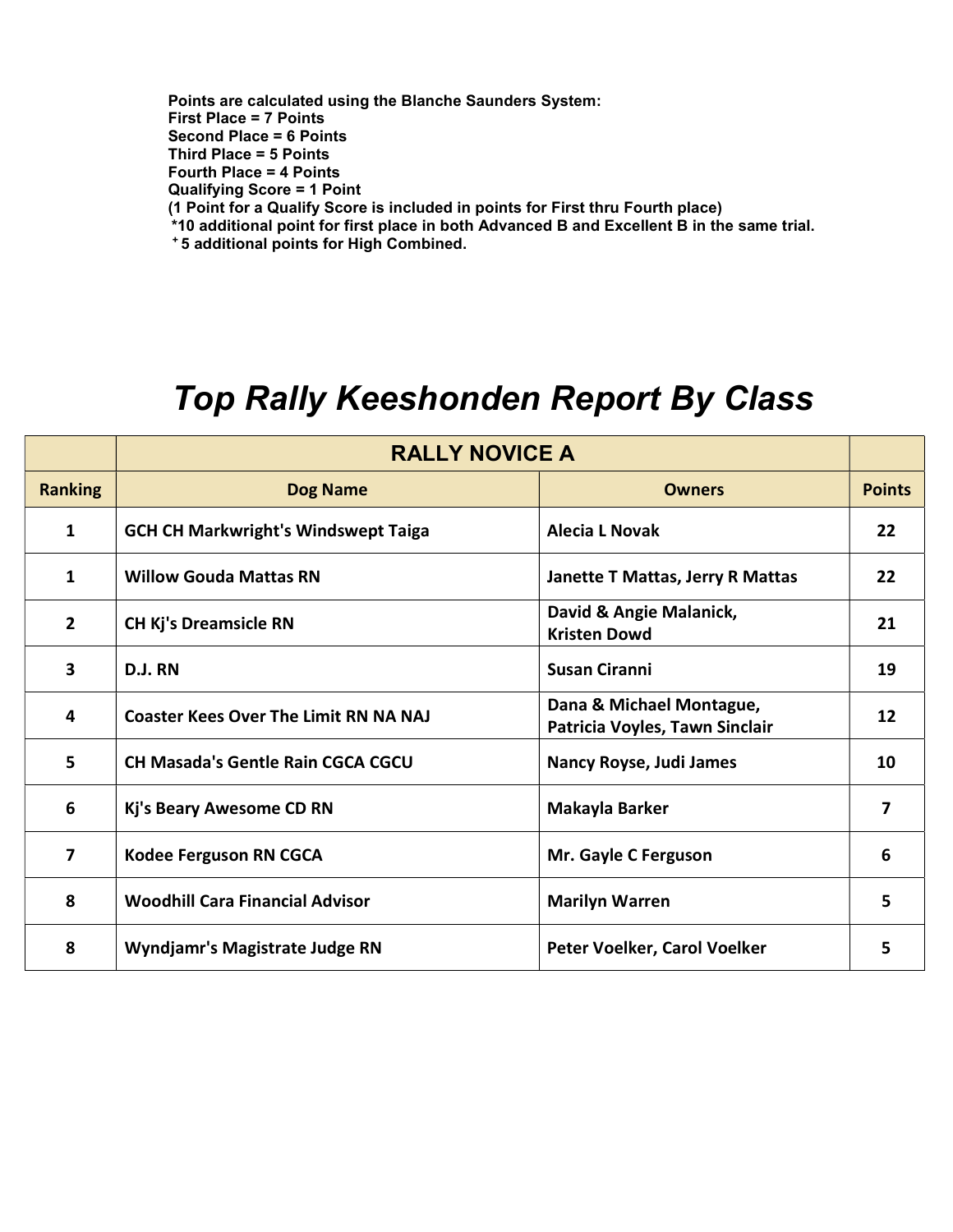**Points are calculated using the Blanche Saunders System:**
**First Place = 7 Points**
**Second Place = 6 Points**
**Third Place = 5 Points**
**Fourth Place = 4 Points**
**Qualifying Score = 1 Point**
**(1 Point for a Qualify Score is included in points for First thru Fourth place)**
**\*10 additional point for first place in both Advanced B and Excellent B in the same trial.**
**⁺ 5 additional points for High Combined.**

# *Top Rally Keeshonden Report By Class*

| | RALLY NOVICE A | | |
|---|---|---|---|
| **Ranking** | **Dog Name** | **Owners** | **Points** |
| 1 | GCH CH Markwright's Windswept Taiga | Alecia L Novak | 22 |
| 1 | Willow Gouda Mattas RN | Janette T Mattas, Jerry R Mattas | 22 |
| 2 | CH Kj's Dreamsicle RN | David & Angie Malanick, Kristen Dowd | 21 |
| 3 | D.J. RN | Susan Ciranni | 19 |
| 4 | Coaster Kees Over The Limit RN NA NAJ | Dana & Michael Montague, Patricia Voyles, Tawn Sinclair | 12 |
| 5 | CH Masada's Gentle Rain CGCA CGCU | Nancy Royse, Judi James | 10 |
| 6 | Kj's Beary Awesome CD RN | Makayla Barker | 7 |
| 7 | Kodee Ferguson RN CGCA | Mr. Gayle C Ferguson | 6 |
| 8 | Woodhill Cara Financial Advisor | Marilyn Warren | 5 |
| 8 | Wyndjamr's Magistrate Judge RN | Peter Voelker, Carol Voelker | 5 |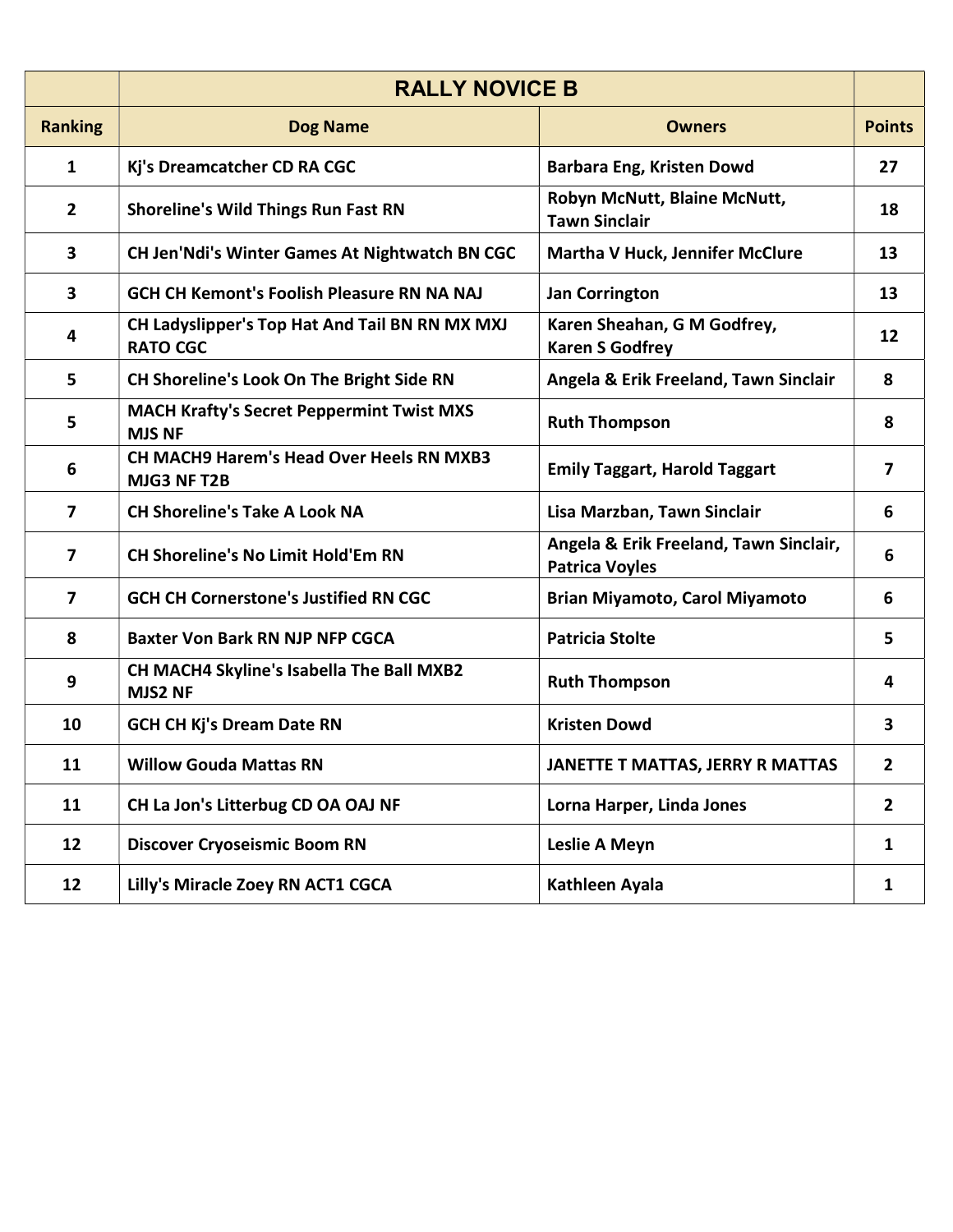| | RALLY NOVICE B | | |
|---|---|---|---|
| **Ranking** | **Dog Name** | **Owners** | **Points** |
| 1 | Kj's Dreamcatcher CD RA CGC | Barbara Eng, Kristen Dowd | 27 |
| 2 | Shoreline's Wild Things Run Fast RN | Robyn McNutt, Blaine McNutt, Tawn Sinclair | 18 |
| 3 | CH Jen'Ndi's Winter Games At Nightwatch BN CGC | Martha V Huck, Jennifer McClure | 13 |
| 3 | GCH CH Kemont's Foolish Pleasure RN NA NAJ | Jan Corrington | 13 |
| 4 | CH Ladyslipper's Top Hat And Tail BN RN MX MXJ RATO CGC | Karen Sheahan, G M Godfrey, Karen S Godfrey | 12 |
| 5 | CH Shoreline's Look On The Bright Side RN | Angela & Erik Freeland, Tawn Sinclair | 8 |
| 5 | MACH Krafty's Secret Peppermint Twist MXS MJS NF | Ruth Thompson | 8 |
| 6 | CH MACH9 Harem's Head Over Heels RN MXB3 MJG3 NF T2B | Emily Taggart, Harold Taggart | 7 |
| 7 | CH Shoreline's Take A Look NA | Lisa Marzban, Tawn Sinclair | 6 |
| 7 | CH Shoreline's No Limit Hold'Em RN | Angela & Erik Freeland, Tawn Sinclair, Patrica Voyles | 6 |
| 7 | GCH CH Cornerstone's Justified RN CGC | Brian Miyamoto, Carol Miyamoto | 6 |
| 8 | Baxter Von Bark RN NJP NFP CGCA | Patricia Stolte | 5 |
| 9 | CH MACH4 Skyline's Isabella The Ball MXB2 MJS2 NF | Ruth Thompson | 4 |
| 10 | GCH CH Kj's Dream Date RN | Kristen Dowd | 3 |
| 11 | Willow Gouda Mattas RN | JANETTE T MATTAS, JERRY R MATTAS | 2 |
| 11 | CH La Jon's Litterbug CD OA OAJ NF | Lorna Harper, Linda Jones | 2 |
| 12 | Discover Cryoseismic Boom RN | Leslie A Meyn | 1 |
| 12 | Lilly's Miracle Zoey RN ACT1 CGCA | Kathleen Ayala | 1 |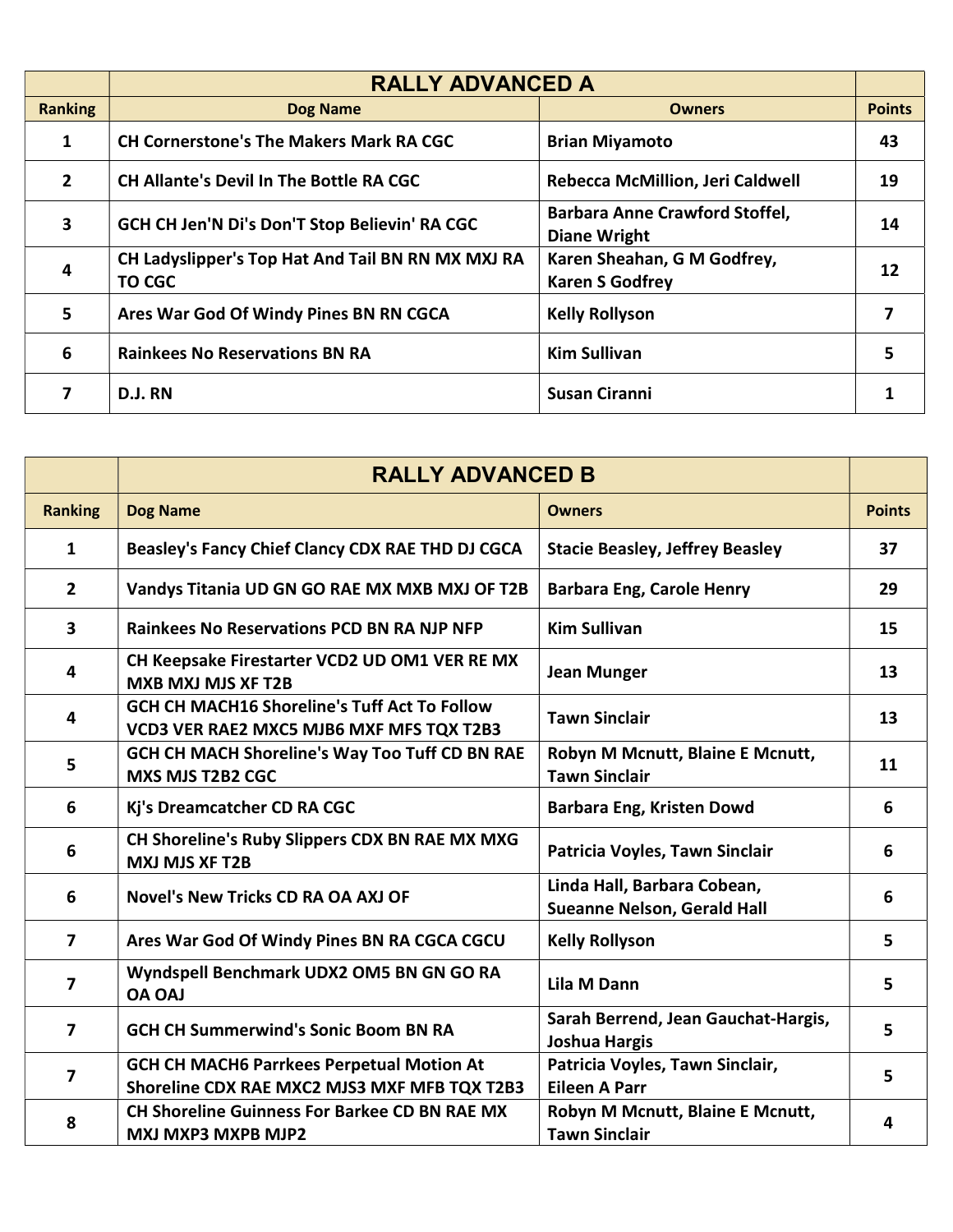| | RALLY ADVANCED A | | |
|---|---|---|---|
| **Ranking** | **Dog Name** | **Owners** | **Points** |
| 1 | CH Cornerstone's The Makers Mark RA CGC | Brian Miyamoto | 43 |
| 2 | CH Allante's Devil In The Bottle RA CGC | Rebecca McMillion, Jeri Caldwell | 19 |
| 3 | GCH CH Jen'N Di's Don'T Stop Believin' RA CGC | Barbara Anne Crawford Stoffel, Diane Wright | 14 |
| 4 | CH Ladyslipper's Top Hat And Tail BN RN MX MXJ RA TO CGC | Karen Sheahan, G M Godfrey, Karen S Godfrey | 12 |
| 5 | Ares War God Of Windy Pines BN RN CGCA | Kelly Rollyson | 7 |
| 6 | Rainkees No Reservations BN RA | Kim Sullivan | 5 |
| 7 | D.J. RN | Susan Ciranni | 1 |

| | RALLY ADVANCED B | | |
|---|---|---|---|
| **Ranking** | **Dog Name** | **Owners** | **Points** |
| 1 | Beasley's Fancy Chief Clancy CDX RAE THD DJ CGCA | Stacie Beasley, Jeffrey Beasley | 37 |
| 2 | Vandys Titania UD GN GO RAE MX MXB MXJ OF T2B | Barbara Eng, Carole Henry | 29 |
| 3 | Rainkees No Reservations PCD BN RA NJP NFP | Kim Sullivan | 15 |
| 4 | CH Keepsake Firestarter VCD2 UD OM1 VER RE MX MXB MXJ MJS XF T2B | Jean Munger | 13 |
| 4 | GCH CH MACH16 Shoreline's Tuff Act To Follow VCD3 VER RAE2 MXC5 MJB6 MXF MFS TQX T2B3 | Tawn Sinclair | 13 |
| 5 | GCH CH MACH Shoreline's Way Too Tuff CD BN RAE MXS MJS T2B2 CGC | Robyn M Mcnutt, Blaine E Mcnutt, Tawn Sinclair | 11 |
| 6 | Kj's Dreamcatcher CD RA CGC | Barbara Eng, Kristen Dowd | 6 |
| 6 | CH Shoreline's Ruby Slippers CDX BN RAE MX MXG MXJ MJS XF T2B | Patricia Voyles, Tawn Sinclair | 6 |
| 6 | Novel's New Tricks CD RA OA AXJ OF | Linda Hall, Barbara Cobean, Sueanne Nelson, Gerald Hall | 6 |
| 7 | Ares War God Of Windy Pines BN RA CGCA CGCU | Kelly Rollyson | 5 |
| 7 | Wyndspell Benchmark UDX2 OM5 BN GN GO RA OA OAJ | Lila M Dann | 5 |
| 7 | GCH CH Summerwind's Sonic Boom BN RA | Sarah Berrend, Jean Gauchat-Hargis, Joshua Hargis | 5 |
| 7 | GCH CH MACH6 Parrkees Perpetual Motion At Shoreline CDX RAE MXC2 MJS3 MXF MFB TQX T2B3 | Patricia Voyles, Tawn Sinclair, Eileen A Parr | 5 |
| 8 | CH Shoreline Guinness For Barkee CD BN RAE MX MXJ MXP3 MXPB MJP2 | Robyn M Mcnutt, Blaine E Mcnutt, Tawn Sinclair | 4 |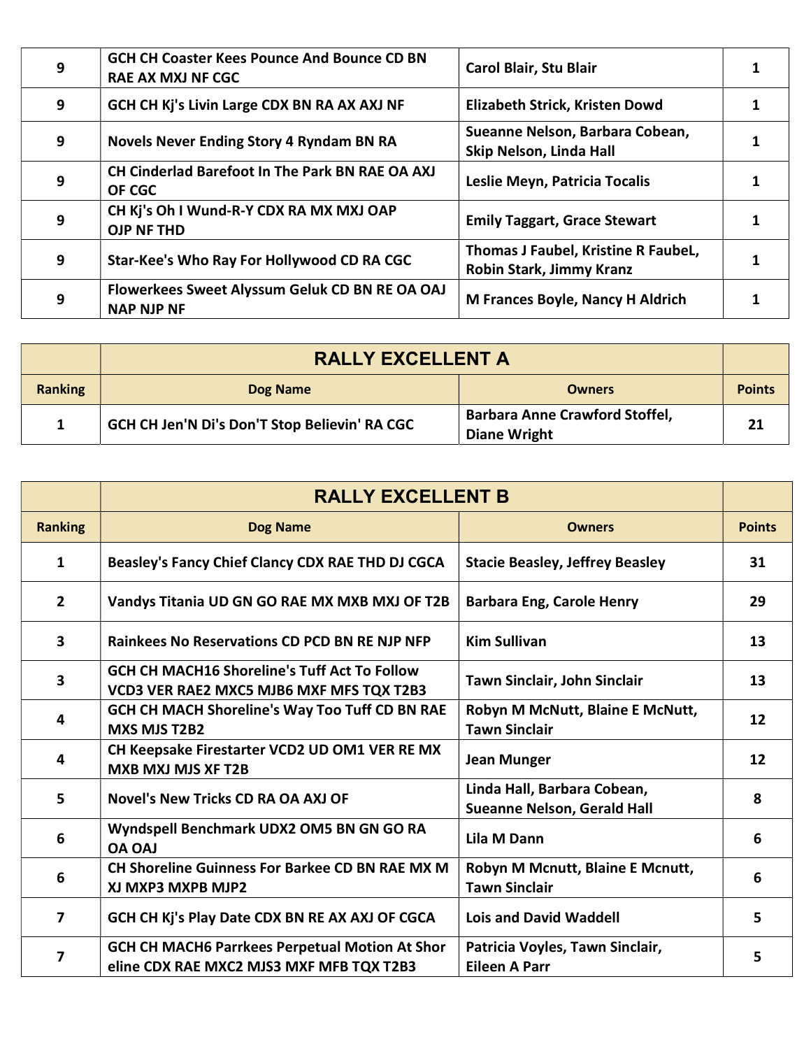| Ranking | Dog Name | Owners | Points |
|---|---|---|---|
| 9 | GCH CH Coaster Kees Pounce And Bounce CD BN RAE AX MXJ NF CGC | Carol Blair, Stu Blair | 1 |
| 9 | GCH CH Kj's Livin Large CDX BN RA AX AXJ NF | Elizabeth Strick, Kristen Dowd | 1 |
| 9 | Novels Never Ending Story 4 Ryndam BN RA | Sueanne Nelson, Barbara Cobean, Skip Nelson, Linda Hall | 1 |
| 9 | CH Cinderlad Barefoot In The Park BN RAE OA AXJ OF CGC | Leslie Meyn, Patricia Tocalis | 1 |
| 9 | CH Kj's Oh I Wund-R-Y CDX RA MX MXJ OAP OJP NF THD | Emily Taggart, Grace Stewart | 1 |
| 9 | Star-Kee's Who Ray For Hollywood CD RA CGC | Thomas J Faubel, Kristine R FaubeL, Robin Stark, Jimmy Kranz | 1 |
| 9 | Flowerkees Sweet Alyssum Geluk CD BN RE OA OAJ NAP NJP NF | M Frances Boyle, Nancy H Aldrich | 1 |

| | RALLY EXCELLENT A | | |
|---|---|---|---|
| Ranking | Dog Name | Owners | Points |
| 1 | GCH CH Jen'N Di's Don'T Stop Believin' RA CGC | Barbara Anne Crawford Stoffel, Diane Wright | 21 |

| | RALLY EXCELLENT B | | |
|---|---|---|---|
| Ranking | Dog Name | Owners | Points |
| 1 | Beasley's Fancy Chief Clancy CDX RAE THD DJ CGCA | Stacie Beasley, Jeffrey Beasley | 31 |
| 2 | Vandys Titania UD GN GO RAE MX MXB MXJ OF T2B | Barbara Eng, Carole Henry | 29 |
| 3 | Rainkees No Reservations CD PCD BN RE NJP NFP | Kim Sullivan | 13 |
| 3 | GCH CH MACH16 Shoreline's Tuff Act To Follow VCD3 VER RAE2 MXC5 MJB6 MXF MFS TQX T2B3 | Tawn Sinclair, John Sinclair | 13 |
| 4 | GCH CH MACH Shoreline's Way Too Tuff CD BN RAE MXS MJS T2B2 | Robyn M McNutt, Blaine E McNutt, Tawn Sinclair | 12 |
| 4 | CH Keepsake Firestarter VCD2 UD OM1 VER RE MX MXB MXJ MJS XF T2B | Jean Munger | 12 |
| 5 | Novel's New Tricks CD RA OA AXJ OF | Linda Hall, Barbara Cobean, Sueanne Nelson, Gerald Hall | 8 |
| 6 | Wyndspell Benchmark UDX2 OM5 BN GN GO RA OA OAJ | Lila M Dann | 6 |
| 6 | CH Shoreline Guinness For Barkee CD BN RAE MX M XJ MXP3 MXPB MJP2 | Robyn M Mcnutt, Blaine E Mcnutt, Tawn Sinclair | 6 |
| 7 | GCH CH Kj's Play Date CDX BN RE AX AXJ OF CGCA | Lois and David Waddell | 5 |
| 7 | GCH CH MACH6 Parrkees Perpetual Motion At Shor eline CDX RAE MXC2 MJS3 MXF MFB TQX T2B3 | Patricia Voyles, Tawn Sinclair, Eileen A Parr | 5 |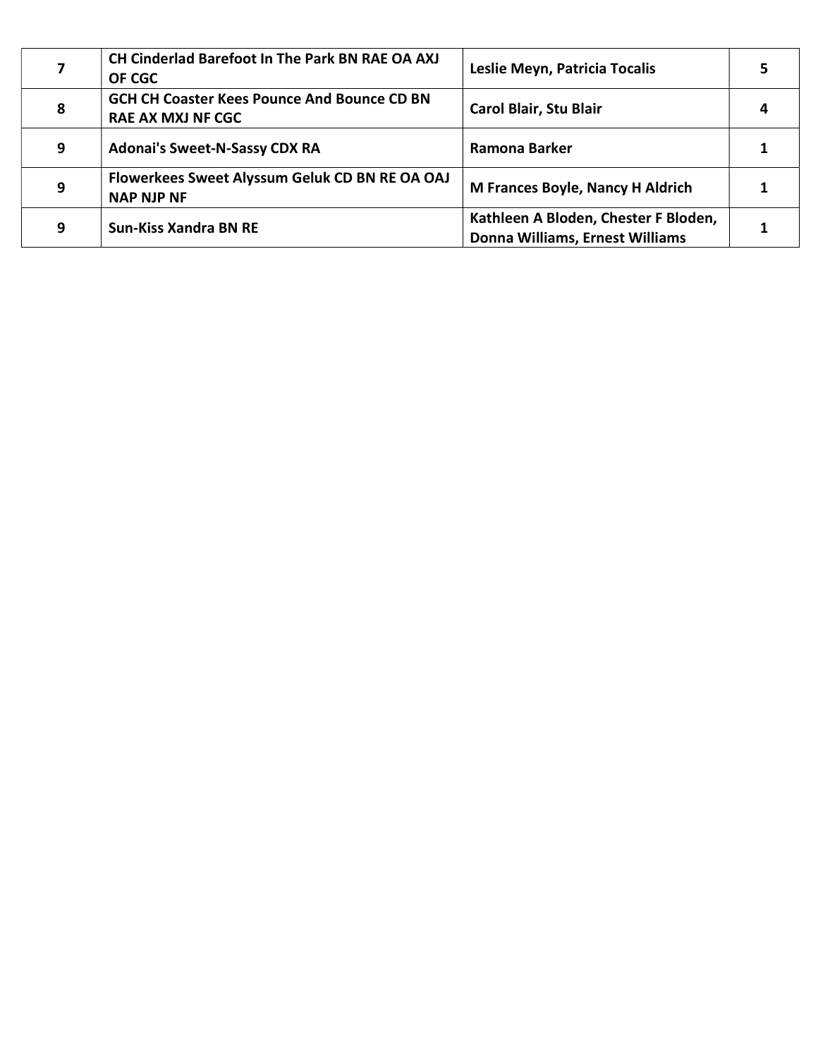| | | | |
|---|---|---|---|
| **7** | **CH Cinderlad Barefoot In The Park BN RAE OA AXJ OF CGC** | **Leslie Meyn, Patricia Tocalis** | **5** |
| **8** | **GCH CH Coaster Kees Pounce And Bounce CD BN RAE AX MXJ NF CGC** | **Carol Blair, Stu Blair** | **4** |
| **9** | **Adonai's Sweet-N-Sassy CDX RA** | **Ramona Barker** | **1** |
| **9** | **Flowerkees Sweet Alyssum Geluk CD BN RE OA OAJ NAP NJP NF** | **M Frances Boyle, Nancy H Aldrich** | **1** |
| **9** | **Sun-Kiss Xandra BN RE** | **Kathleen A Bloden, Chester F Bloden, Donna Williams, Ernest Williams** | **1** |